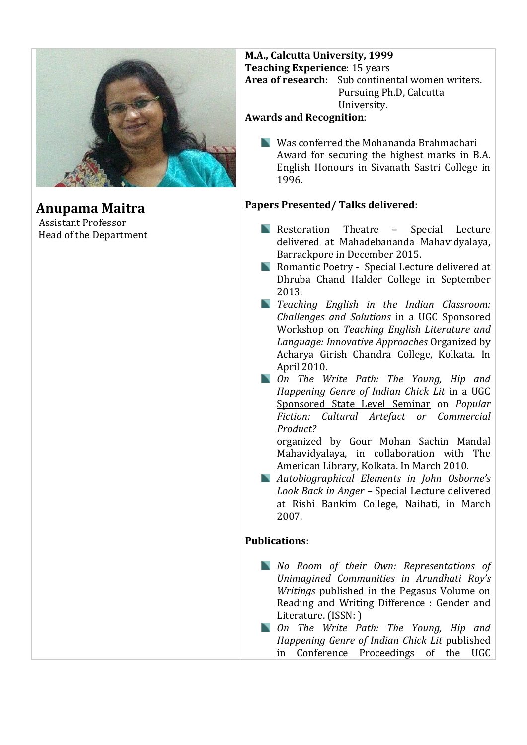## Anupama Maitra

Assistant Professor
Head of the Department

**M.A., Calcutta University, 1999**
**Teaching Experience**: 15 years
**Area of research**: Sub continental women writers. Pursuing Ph.D, Calcutta University.

**Awards and Recognition**:

- Was conferred the Mohananda Brahmachari Award for securing the highest marks in B.A. English Honours in Sivanath Sastri College in 1996.

**Papers Presented/ Talks delivered**:

- Restoration Theatre – Special Lecture delivered at Mahadebananda Mahavidyalaya, Barrackpore in December 2015.
- Romantic Poetry - Special Lecture delivered at Dhruba Chand Halder College in September 2013.
- *Teaching English in the Indian Classroom: Challenges and Solutions* in a UGC Sponsored Workshop on *Teaching English Literature and Language: Innovative Approaches* Organized by Acharya Girish Chandra College, Kolkata. In April 2010.
- *On The Write Path: The Young, Hip and Happening Genre of Indian Chick Lit* in a UGC Sponsored State Level Seminar on *Popular Fiction: Cultural Artefact or Commercial Product?*
  organized by Gour Mohan Sachin Mandal Mahavidyalaya, in collaboration with The American Library, Kolkata. In March 2010.
- *Autobiographical Elements in John Osborne's Look Back in Anger* – Special Lecture delivered at Rishi Bankim College, Naihati, in March 2007.

**Publications**:

- *No Room of their Own: Representations of Unimagined Communities in Arundhati Roy's Writings* published in the Pegasus Volume on Reading and Writing Difference : Gender and Literature. (ISSN: )
- *On The Write Path: The Young, Hip and Happening Genre of Indian Chick Lit* published in Conference Proceedings of the UGC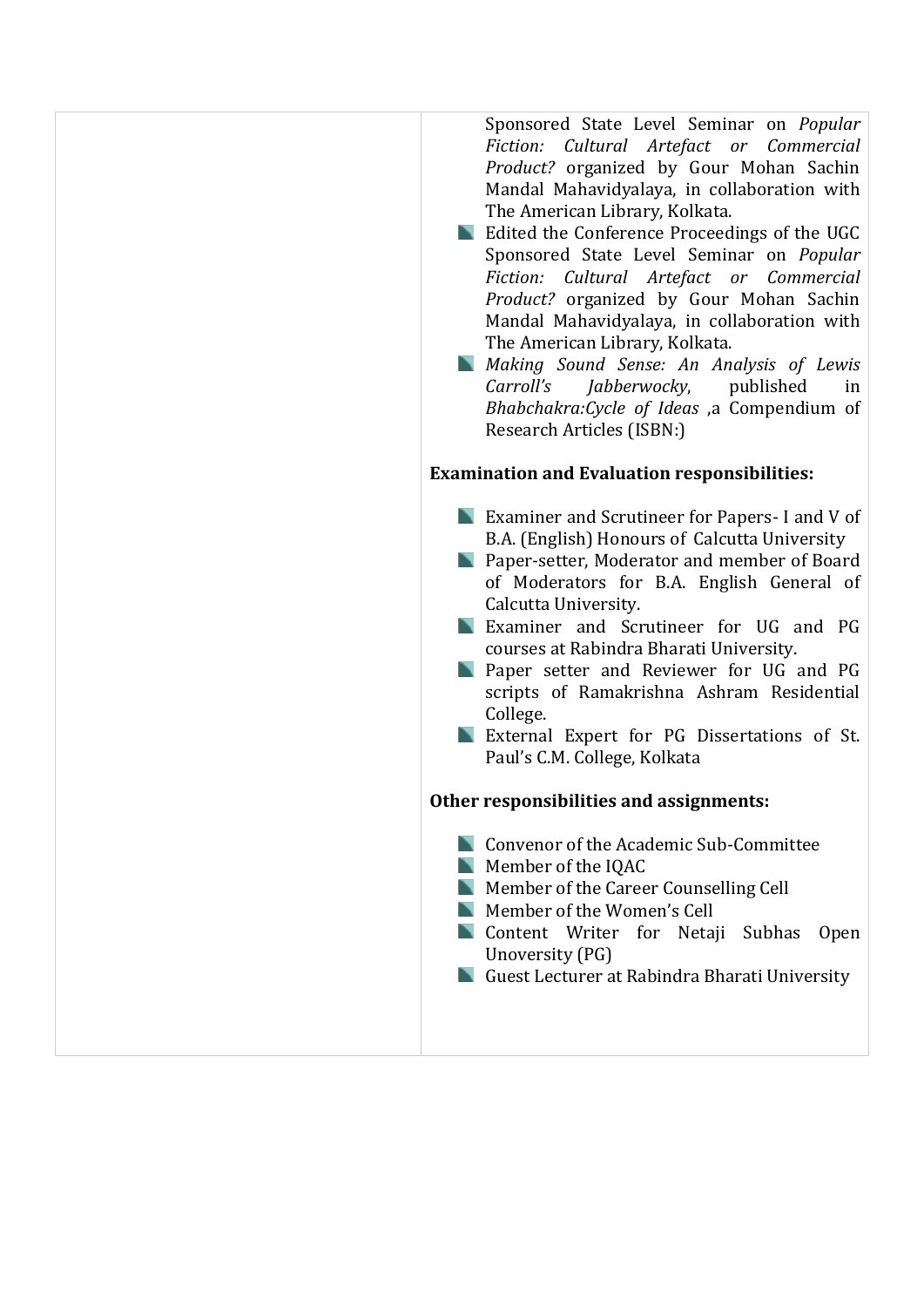Sponsored State Level Seminar on *Popular Fiction: Cultural Artefact or Commercial Product?* organized by Gour Mohan Sachin Mandal Mahavidyalaya, in collaboration with The American Library, Kolkata.

- Edited the Conference Proceedings of the UGC Sponsored State Level Seminar on *Popular Fiction: Cultural Artefact or Commercial Product?* organized by Gour Mohan Sachin Mandal Mahavidyalaya, in collaboration with The American Library, Kolkata.
- *Making Sound Sense: An Analysis of Lewis Carroll's Jabberwocky*, published in *Bhabchakra:Cycle of Ideas* ,a Compendium of Research Articles (ISBN:)

**Examination and Evaluation responsibilities:**

- Examiner and Scrutineer for Papers- I and V of B.A. (English) Honours of Calcutta University
- Paper-setter, Moderator and member of Board of Moderators for B.A. English General of Calcutta University.
- Examiner and Scrutineer for UG and PG courses at Rabindra Bharati University.
- Paper setter and Reviewer for UG and PG scripts of Ramakrishna Ashram Residential College.
- External Expert for PG Dissertations of St. Paul's C.M. College, Kolkata

**Other responsibilities and assignments:**

- Convenor of the Academic Sub-Committee
- Member of the IQAC
- Member of the Career Counselling Cell
- Member of the Women's Cell
- Content Writer for Netaji Subhas Open Unoversity (PG)
- Guest Lecturer at Rabindra Bharati University